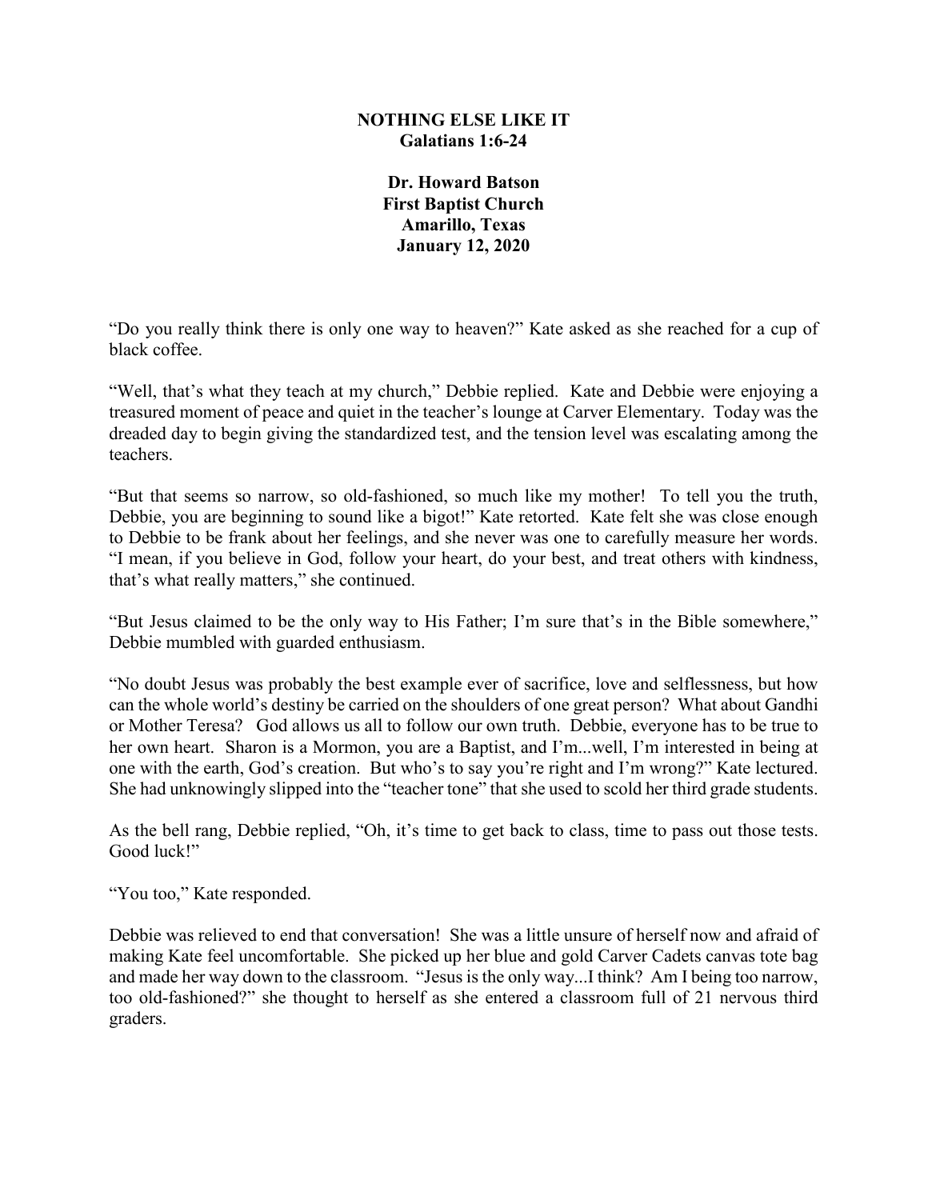**NOTHING ELSE LIKE IT**
**Galatians 1:6-24**

**Dr. Howard Batson**
**First Baptist Church**
**Amarillo, Texas**
**January 12, 2020**

"Do you really think there is only one way to heaven?" Kate asked as she reached for a cup of black coffee.

"Well, that's what they teach at my church," Debbie replied. Kate and Debbie were enjoying a treasured moment of peace and quiet in the teacher's lounge at Carver Elementary. Today was the dreaded day to begin giving the standardized test, and the tension level was escalating among the teachers.

"But that seems so narrow, so old-fashioned, so much like my mother! To tell you the truth, Debbie, you are beginning to sound like a bigot!" Kate retorted. Kate felt she was close enough to Debbie to be frank about her feelings, and she never was one to carefully measure her words. "I mean, if you believe in God, follow your heart, do your best, and treat others with kindness, that's what really matters," she continued.

"But Jesus claimed to be the only way to His Father; I'm sure that's in the Bible somewhere," Debbie mumbled with guarded enthusiasm.

"No doubt Jesus was probably the best example ever of sacrifice, love and selflessness, but how can the whole world's destiny be carried on the shoulders of one great person? What about Gandhi or Mother Teresa? God allows us all to follow our own truth. Debbie, everyone has to be true to her own heart. Sharon is a Mormon, you are a Baptist, and I'm...well, I'm interested in being at one with the earth, God's creation. But who's to say you're right and I'm wrong?" Kate lectured. She had unknowingly slipped into the "teacher tone" that she used to scold her third grade students.

As the bell rang, Debbie replied, "Oh, it's time to get back to class, time to pass out those tests. Good luck!"

"You too," Kate responded.

Debbie was relieved to end that conversation! She was a little unsure of herself now and afraid of making Kate feel uncomfortable. She picked up her blue and gold Carver Cadets canvas tote bag and made her way down to the classroom. "Jesus is the only way...I think? Am I being too narrow, too old-fashioned?" she thought to herself as she entered a classroom full of 21 nervous third graders.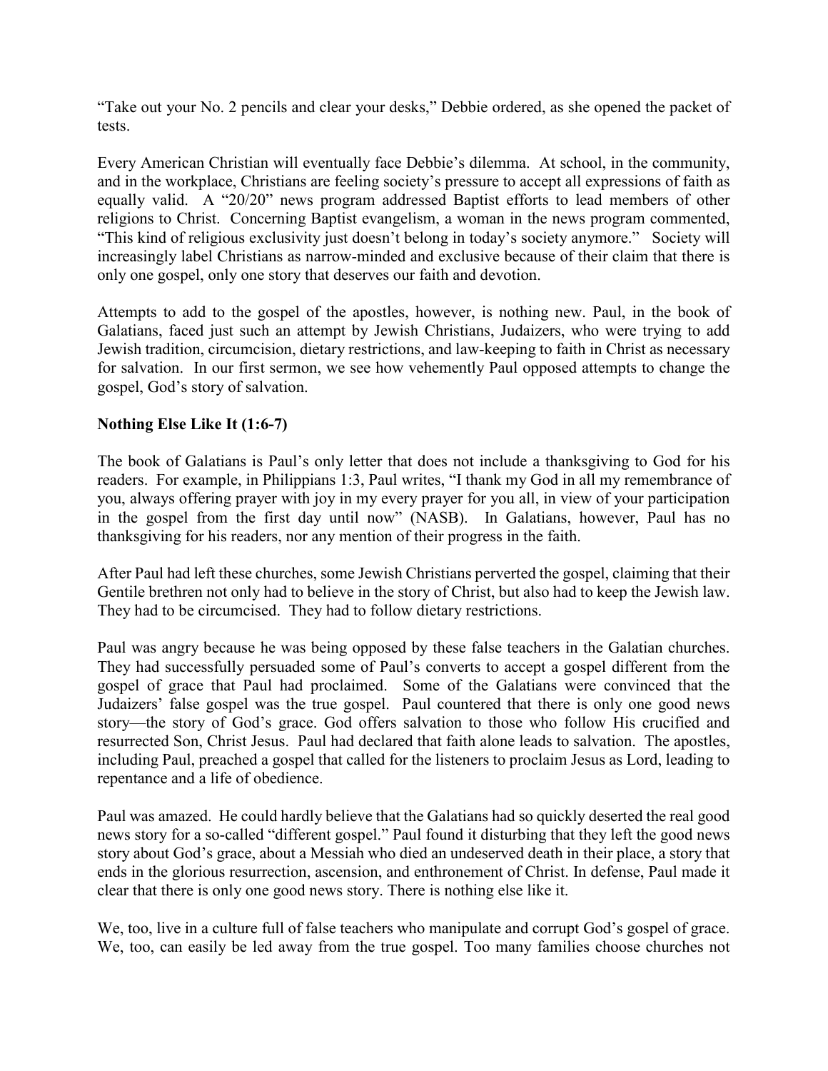"Take out your No. 2 pencils and clear your desks," Debbie ordered, as she opened the packet of tests.

Every American Christian will eventually face Debbie's dilemma. At school, in the community, and in the workplace, Christians are feeling society's pressure to accept all expressions of faith as equally valid. A "20/20" news program addressed Baptist efforts to lead members of other religions to Christ. Concerning Baptist evangelism, a woman in the news program commented, "This kind of religious exclusivity just doesn't belong in today's society anymore." Society will increasingly label Christians as narrow-minded and exclusive because of their claim that there is only one gospel, only one story that deserves our faith and devotion.

Attempts to add to the gospel of the apostles, however, is nothing new. Paul, in the book of Galatians, faced just such an attempt by Jewish Christians, Judaizers, who were trying to add Jewish tradition, circumcision, dietary restrictions, and law-keeping to faith in Christ as necessary for salvation. In our first sermon, we see how vehemently Paul opposed attempts to change the gospel, God's story of salvation.

**Nothing Else Like It (1:6-7)**

The book of Galatians is Paul's only letter that does not include a thanksgiving to God for his readers. For example, in Philippians 1:3, Paul writes, "I thank my God in all my remembrance of you, always offering prayer with joy in my every prayer for you all, in view of your participation in the gospel from the first day until now" (NASB). In Galatians, however, Paul has no thanksgiving for his readers, nor any mention of their progress in the faith.

After Paul had left these churches, some Jewish Christians perverted the gospel, claiming that their Gentile brethren not only had to believe in the story of Christ, but also had to keep the Jewish law. They had to be circumcised. They had to follow dietary restrictions.

Paul was angry because he was being opposed by these false teachers in the Galatian churches. They had successfully persuaded some of Paul's converts to accept a gospel different from the gospel of grace that Paul had proclaimed. Some of the Galatians were convinced that the Judaizers' false gospel was the true gospel. Paul countered that there is only one good news story—the story of God's grace. God offers salvation to those who follow His crucified and resurrected Son, Christ Jesus. Paul had declared that faith alone leads to salvation. The apostles, including Paul, preached a gospel that called for the listeners to proclaim Jesus as Lord, leading to repentance and a life of obedience.

Paul was amazed. He could hardly believe that the Galatians had so quickly deserted the real good news story for a so-called "different gospel." Paul found it disturbing that they left the good news story about God's grace, about a Messiah who died an undeserved death in their place, a story that ends in the glorious resurrection, ascension, and enthronement of Christ. In defense, Paul made it clear that there is only one good news story. There is nothing else like it.

We, too, live in a culture full of false teachers who manipulate and corrupt God's gospel of grace. We, too, can easily be led away from the true gospel. Too many families choose churches not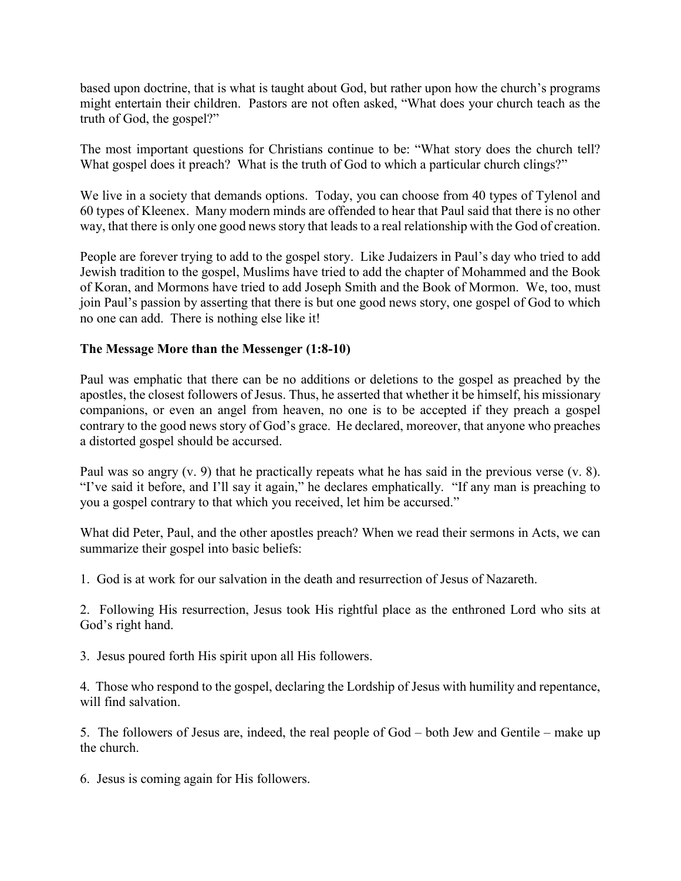based upon doctrine, that is what is taught about God, but rather upon how the church's programs might entertain their children. Pastors are not often asked, "What does your church teach as the truth of God, the gospel?"

The most important questions for Christians continue to be: "What story does the church tell? What gospel does it preach? What is the truth of God to which a particular church clings?"

We live in a society that demands options. Today, you can choose from 40 types of Tylenol and 60 types of Kleenex. Many modern minds are offended to hear that Paul said that there is no other way, that there is only one good news story that leads to a real relationship with the God of creation.

People are forever trying to add to the gospel story. Like Judaizers in Paul's day who tried to add Jewish tradition to the gospel, Muslims have tried to add the chapter of Mohammed and the Book of Koran, and Mormons have tried to add Joseph Smith and the Book of Mormon. We, too, must join Paul's passion by asserting that there is but one good news story, one gospel of God to which no one can add. There is nothing else like it!

**The Message More than the Messenger (1:8-10)**

Paul was emphatic that there can be no additions or deletions to the gospel as preached by the apostles, the closest followers of Jesus. Thus, he asserted that whether it be himself, his missionary companions, or even an angel from heaven, no one is to be accepted if they preach a gospel contrary to the good news story of God's grace. He declared, moreover, that anyone who preaches a distorted gospel should be accursed.

Paul was so angry (v. 9) that he practically repeats what he has said in the previous verse (v. 8). "I've said it before, and I'll say it again," he declares emphatically. "If any man is preaching to you a gospel contrary to that which you received, let him be accursed."

What did Peter, Paul, and the other apostles preach? When we read their sermons in Acts, we can summarize their gospel into basic beliefs:

1. God is at work for our salvation in the death and resurrection of Jesus of Nazareth.

2. Following His resurrection, Jesus took His rightful place as the enthroned Lord who sits at God's right hand.

3. Jesus poured forth His spirit upon all His followers.

4. Those who respond to the gospel, declaring the Lordship of Jesus with humility and repentance, will find salvation.

5. The followers of Jesus are, indeed, the real people of God – both Jew and Gentile – make up the church.

6. Jesus is coming again for His followers.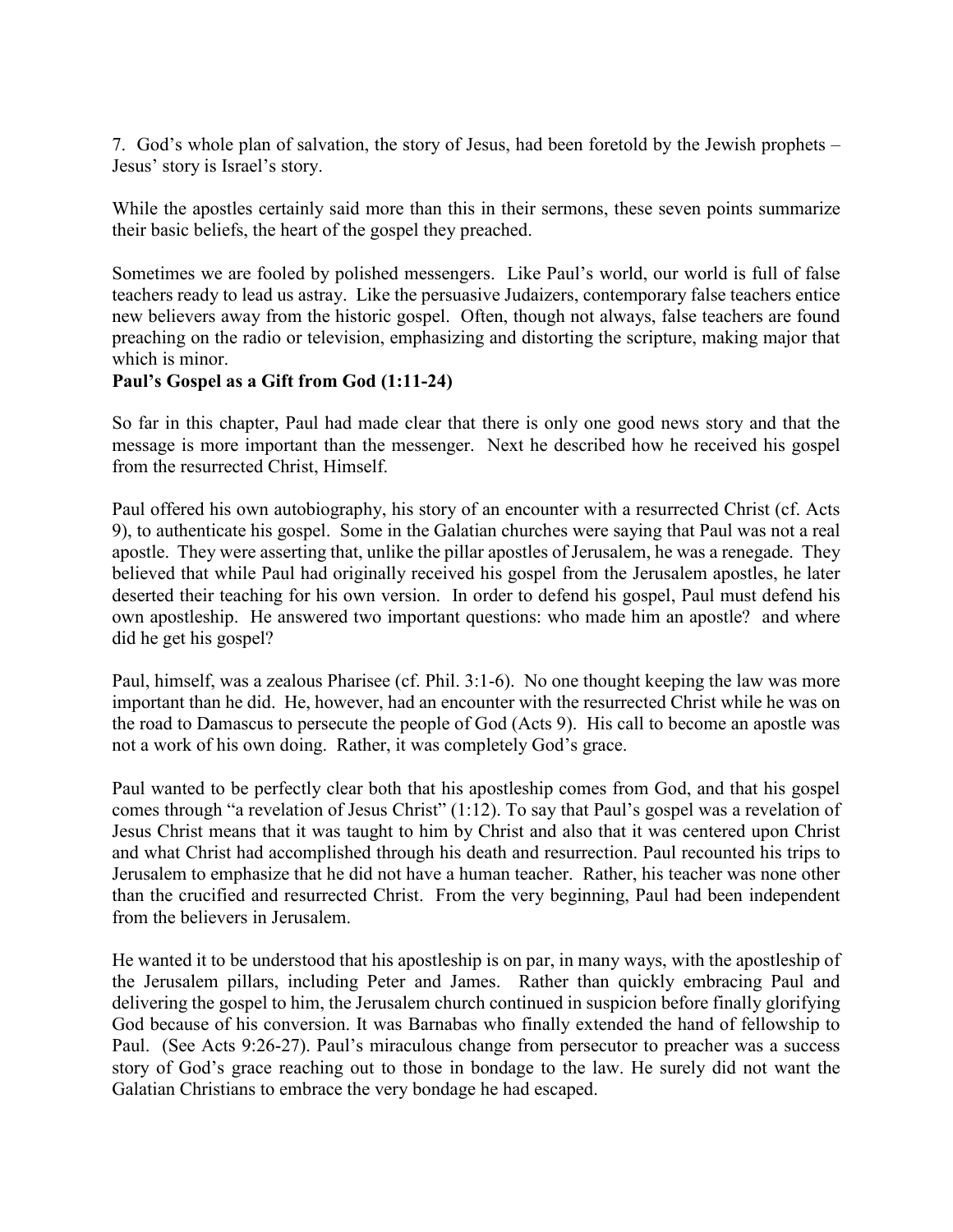7. God's whole plan of salvation, the story of Jesus, had been foretold by the Jewish prophets – Jesus' story is Israel's story.

While the apostles certainly said more than this in their sermons, these seven points summarize their basic beliefs, the heart of the gospel they preached.

Sometimes we are fooled by polished messengers. Like Paul's world, our world is full of false teachers ready to lead us astray. Like the persuasive Judaizers, contemporary false teachers entice new believers away from the historic gospel. Often, though not always, false teachers are found preaching on the radio or television, emphasizing and distorting the scripture, making major that which is minor.

**Paul's Gospel as a Gift from God (1:11-24)**

So far in this chapter, Paul had made clear that there is only one good news story and that the message is more important than the messenger. Next he described how he received his gospel from the resurrected Christ, Himself.

Paul offered his own autobiography, his story of an encounter with a resurrected Christ (cf. Acts 9), to authenticate his gospel. Some in the Galatian churches were saying that Paul was not a real apostle. They were asserting that, unlike the pillar apostles of Jerusalem, he was a renegade. They believed that while Paul had originally received his gospel from the Jerusalem apostles, he later deserted their teaching for his own version. In order to defend his gospel, Paul must defend his own apostleship. He answered two important questions: who made him an apostle? and where did he get his gospel?

Paul, himself, was a zealous Pharisee (cf. Phil. 3:1-6). No one thought keeping the law was more important than he did. He, however, had an encounter with the resurrected Christ while he was on the road to Damascus to persecute the people of God (Acts 9). His call to become an apostle was not a work of his own doing. Rather, it was completely God's grace.

Paul wanted to be perfectly clear both that his apostleship comes from God, and that his gospel comes through "a revelation of Jesus Christ" (1:12). To say that Paul's gospel was a revelation of Jesus Christ means that it was taught to him by Christ and also that it was centered upon Christ and what Christ had accomplished through his death and resurrection. Paul recounted his trips to Jerusalem to emphasize that he did not have a human teacher. Rather, his teacher was none other than the crucified and resurrected Christ. From the very beginning, Paul had been independent from the believers in Jerusalem.

He wanted it to be understood that his apostleship is on par, in many ways, with the apostleship of the Jerusalem pillars, including Peter and James. Rather than quickly embracing Paul and delivering the gospel to him, the Jerusalem church continued in suspicion before finally glorifying God because of his conversion. It was Barnabas who finally extended the hand of fellowship to Paul. (See Acts 9:26-27). Paul's miraculous change from persecutor to preacher was a success story of God's grace reaching out to those in bondage to the law. He surely did not want the Galatian Christians to embrace the very bondage he had escaped.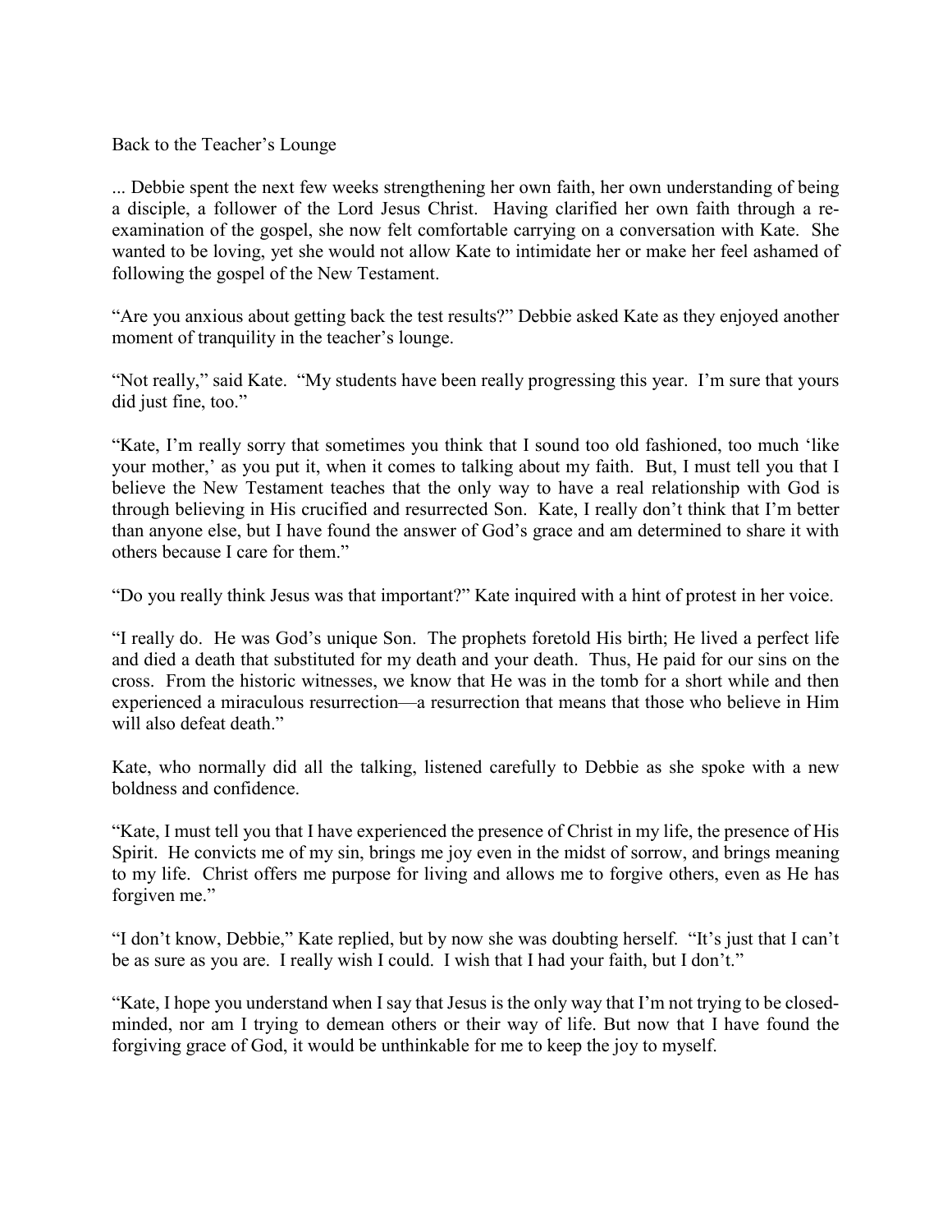Back to the Teacher's Lounge

... Debbie spent the next few weeks strengthening her own faith, her own understanding of being a disciple, a follower of the Lord Jesus Christ. Having clarified her own faith through a re-examination of the gospel, she now felt comfortable carrying on a conversation with Kate. She wanted to be loving, yet she would not allow Kate to intimidate her or make her feel ashamed of following the gospel of the New Testament.

"Are you anxious about getting back the test results?" Debbie asked Kate as they enjoyed another moment of tranquility in the teacher's lounge.

"Not really," said Kate. "My students have been really progressing this year. I'm sure that yours did just fine, too."

"Kate, I'm really sorry that sometimes you think that I sound too old fashioned, too much 'like your mother,' as you put it, when it comes to talking about my faith. But, I must tell you that I believe the New Testament teaches that the only way to have a real relationship with God is through believing in His crucified and resurrected Son. Kate, I really don't think that I'm better than anyone else, but I have found the answer of God's grace and am determined to share it with others because I care for them."

"Do you really think Jesus was that important?" Kate inquired with a hint of protest in her voice.

"I really do. He was God's unique Son. The prophets foretold His birth; He lived a perfect life and died a death that substituted for my death and your death. Thus, He paid for our sins on the cross. From the historic witnesses, we know that He was in the tomb for a short while and then experienced a miraculous resurrection—a resurrection that means that those who believe in Him will also defeat death."

Kate, who normally did all the talking, listened carefully to Debbie as she spoke with a new boldness and confidence.

"Kate, I must tell you that I have experienced the presence of Christ in my life, the presence of His Spirit. He convicts me of my sin, brings me joy even in the midst of sorrow, and brings meaning to my life. Christ offers me purpose for living and allows me to forgive others, even as He has forgiven me."

"I don't know, Debbie," Kate replied, but by now she was doubting herself. "It's just that I can't be as sure as you are. I really wish I could. I wish that I had your faith, but I don't."

"Kate, I hope you understand when I say that Jesus is the only way that I'm not trying to be closed-minded, nor am I trying to demean others or their way of life. But now that I have found the forgiving grace of God, it would be unthinkable for me to keep the joy to myself.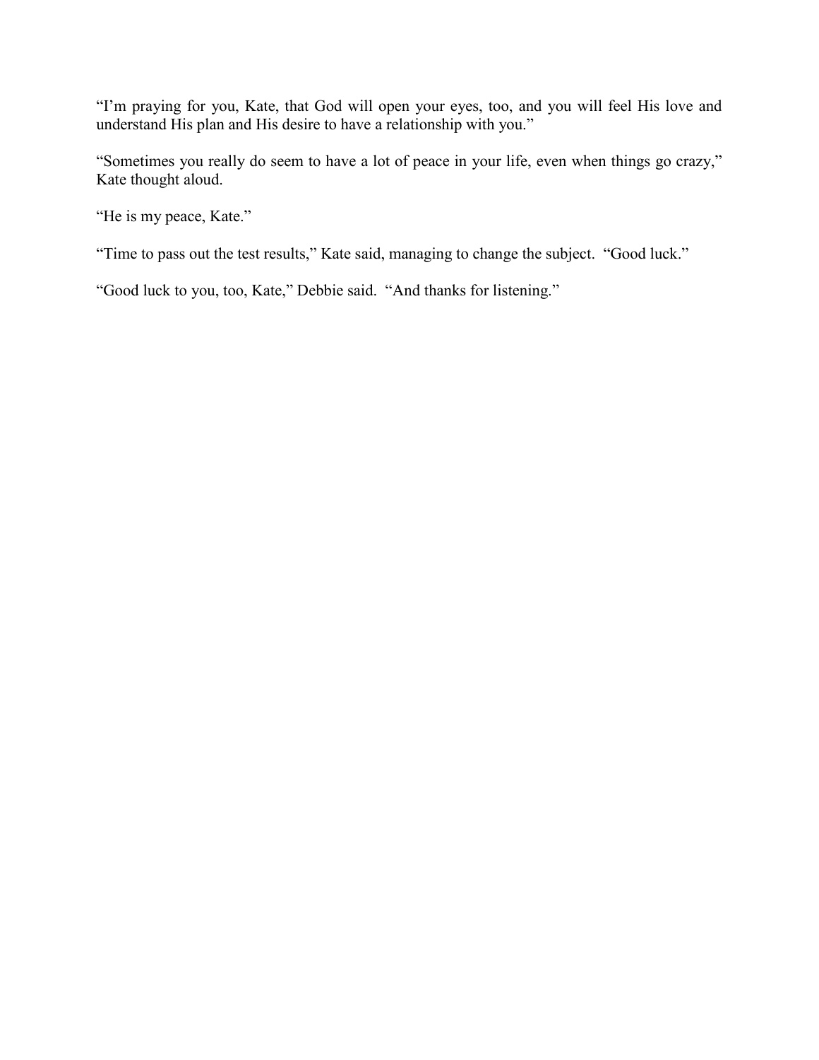"I'm praying for you, Kate, that God will open your eyes, too, and you will feel His love and understand His plan and His desire to have a relationship with you."

"Sometimes you really do seem to have a lot of peace in your life, even when things go crazy," Kate thought aloud.

"He is my peace, Kate."

"Time to pass out the test results," Kate said, managing to change the subject. "Good luck."

"Good luck to you, too, Kate," Debbie said. "And thanks for listening."